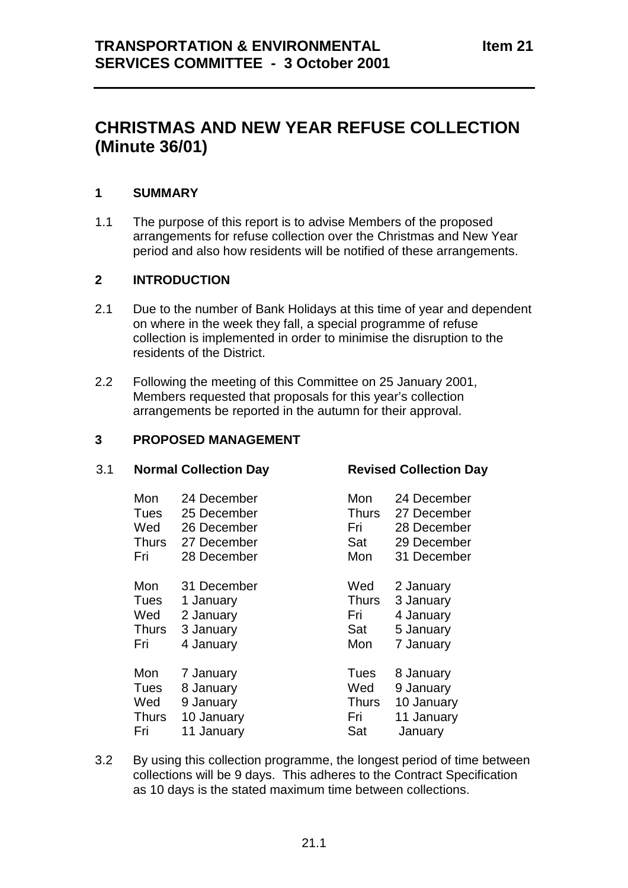**TRANSPORTATION & ENVIRONMENTAL SERVICES COMMITTEE - 3 October 2001** **Item 21**

# CHRISTMAS AND NEW YEAR REFUSE COLLECTION (Minute 36/01)

## 1 SUMMARY

1.1 The purpose of this report is to advise Members of the proposed arrangements for refuse collection over the Christmas and New Year period and also how residents will be notified of these arrangements.

## 2 INTRODUCTION

2.1 Due to the number of Bank Holidays at this time of year and dependent on where in the week they fall, a special programme of refuse collection is implemented in order to minimise the disruption to the residents of the District.

2.2 Following the meeting of this Committee on 25 January 2001, Members requested that proposals for this year's collection arrangements be reported in the autumn for their approval.

## 3 PROPOSED MANAGEMENT

3.1

| Normal Collection Day | | Revised Collection Day | |
|---|---|---|---|
| Mon | 24 December | Mon | 24 December |
| Tues | 25 December | Thurs | 27 December |
| Wed | 26 December | Fri | 28 December |
| Thurs | 27 December | Sat | 29 December |
| Fri | 28 December | Mon | 31 December |
| Mon | 31 December | Wed | 2 January |
| Tues | 1 January | Thurs | 3 January |
| Wed | 2 January | Fri | 4 January |
| Thurs | 3 January | Sat | 5 January |
| Fri | 4 January | Mon | 7 January |
| Mon | 7 January | Tues | 8 January |
| Tues | 8 January | Wed | 9 January |
| Wed | 9 January | Thurs | 10 January |
| Thurs | 10 January | Fri | 11 January |
| Fri | 11 January | Sat | January |

3.2 By using this collection programme, the longest period of time between collections will be 9 days. This adheres to the Contract Specification as 10 days is the stated maximum time between collections.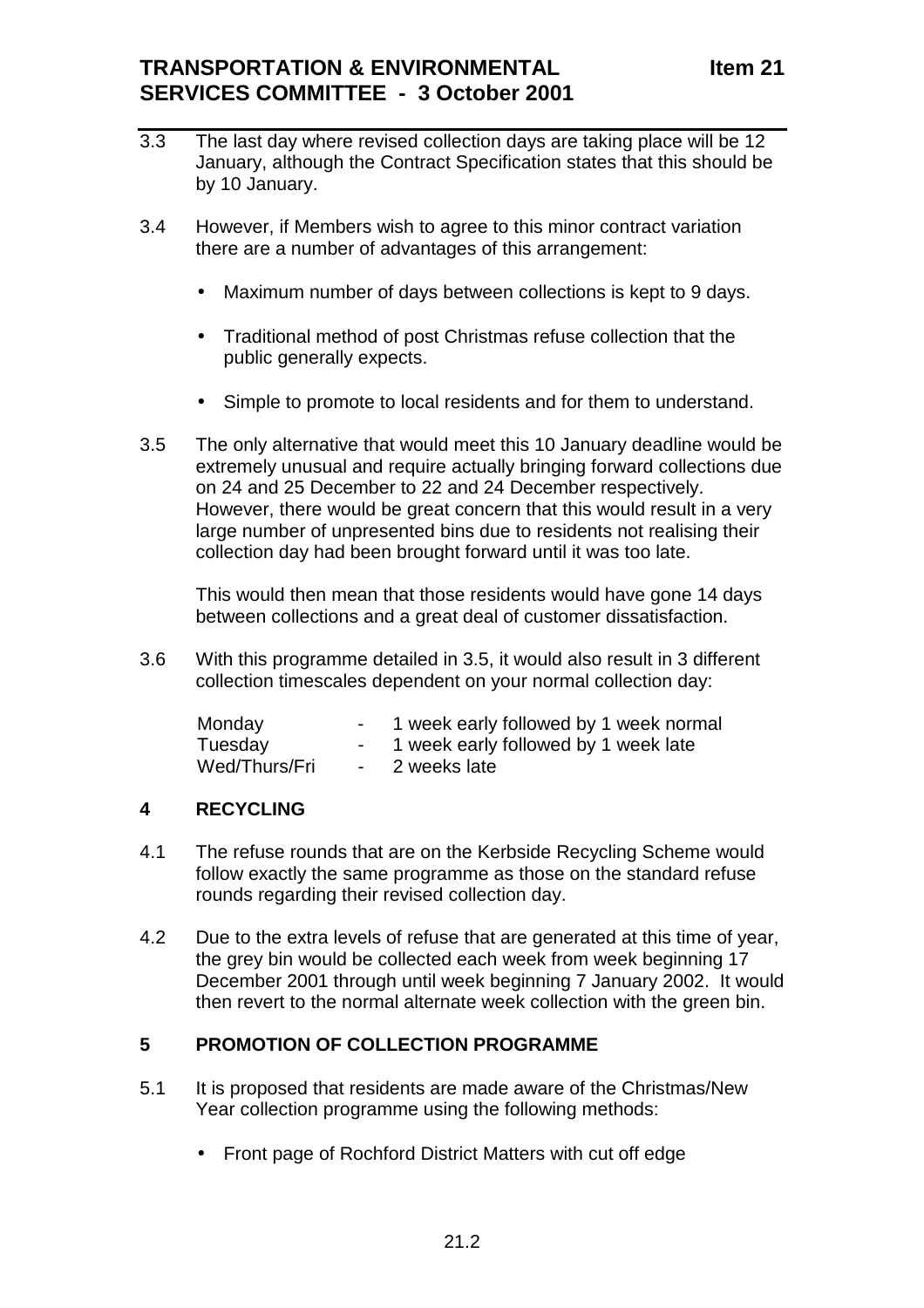3.3 The last day where revised collection days are taking place will be 12 January, although the Contract Specification states that this should be by 10 January.

3.4 However, if Members wish to agree to this minor contract variation there are a number of advantages of this arrangement:

- Maximum number of days between collections is kept to 9 days.
- Traditional method of post Christmas refuse collection that the public generally expects.
- Simple to promote to local residents and for them to understand.

3.5 The only alternative that would meet this 10 January deadline would be extremely unusual and require actually bringing forward collections due on 24 and 25 December to 22 and 24 December respectively. However, there would be great concern that this would result in a very large number of unpresented bins due to residents not realising their collection day had been brought forward until it was too late.

This would then mean that those residents would have gone 14 days between collections and a great deal of customer dissatisfaction.

3.6 With this programme detailed in 3.5, it would also result in 3 different collection timescales dependent on your normal collection day:

| | | |
|---|---|---|
| Monday | - | 1 week early followed by 1 week normal |
| Tuesday | - | 1 week early followed by 1 week late |
| Wed/Thurs/Fri | - | 2 weeks late |

## 4 RECYCLING

4.1 The refuse rounds that are on the Kerbside Recycling Scheme would follow exactly the same programme as those on the standard refuse rounds regarding their revised collection day.

4.2 Due to the extra levels of refuse that are generated at this time of year, the grey bin would be collected each week from week beginning 17 December 2001 through until week beginning 7 January 2002. It would then revert to the normal alternate week collection with the green bin.

## 5 PROMOTION OF COLLECTION PROGRAMME

5.1 It is proposed that residents are made aware of the Christmas/New Year collection programme using the following methods:

- Front page of Rochford District Matters with cut off edge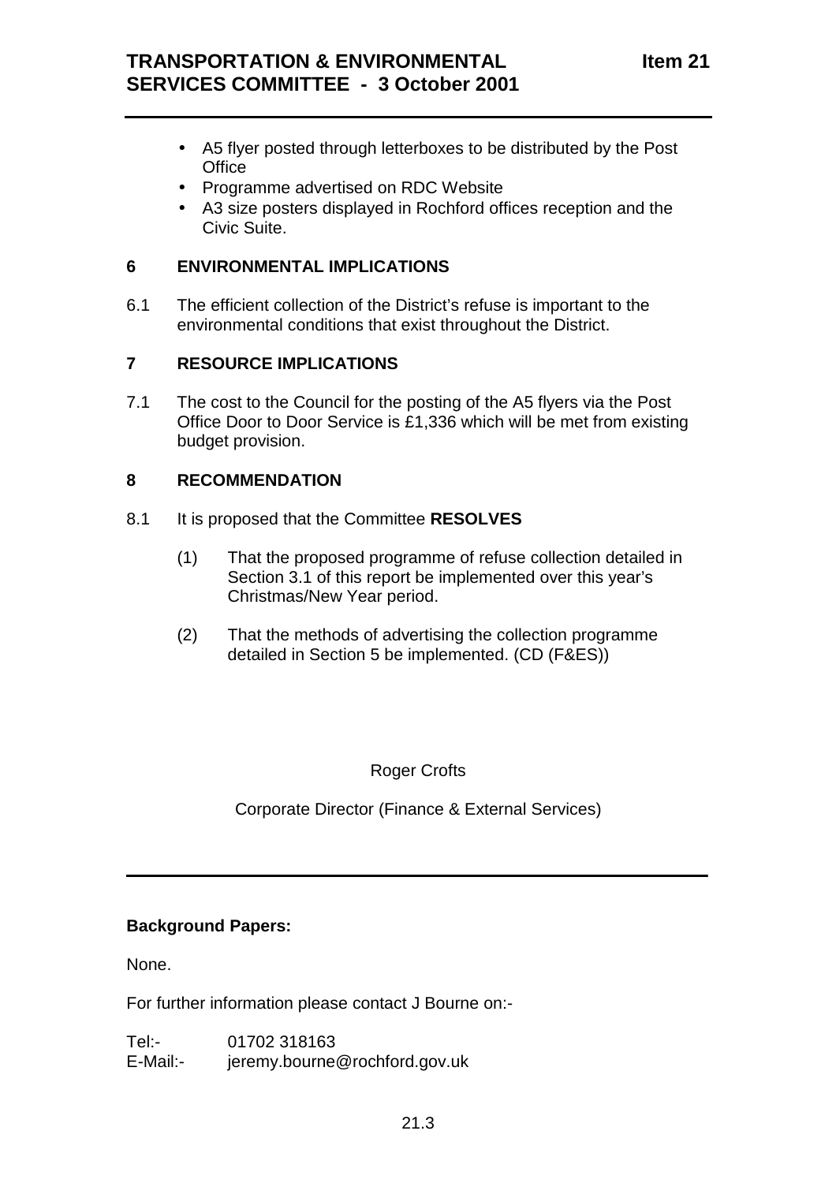- A5 flyer posted through letterboxes to be distributed by the Post Office
- Programme advertised on RDC Website
- A3 size posters displayed in Rochford offices reception and the Civic Suite.

## 6 ENVIRONMENTAL IMPLICATIONS

6.1 The efficient collection of the District's refuse is important to the environmental conditions that exist throughout the District.

## 7 RESOURCE IMPLICATIONS

7.1 The cost to the Council for the posting of the A5 flyers via the Post Office Door to Door Service is £1,336 which will be met from existing budget provision.

## 8 RECOMMENDATION

8.1 It is proposed that the Committee **RESOLVES**

(1) That the proposed programme of refuse collection detailed in Section 3.1 of this report be implemented over this year's Christmas/New Year period.

(2) That the methods of advertising the collection programme detailed in Section 5 be implemented. (CD (F&ES))

Roger Crofts

Corporate Director (Finance & External Services)

---

**Background Papers:**

None.

For further information please contact J Bourne on:-

Tel:- 01702 318163
E-Mail:- jeremy.bourne@rochford.gov.uk